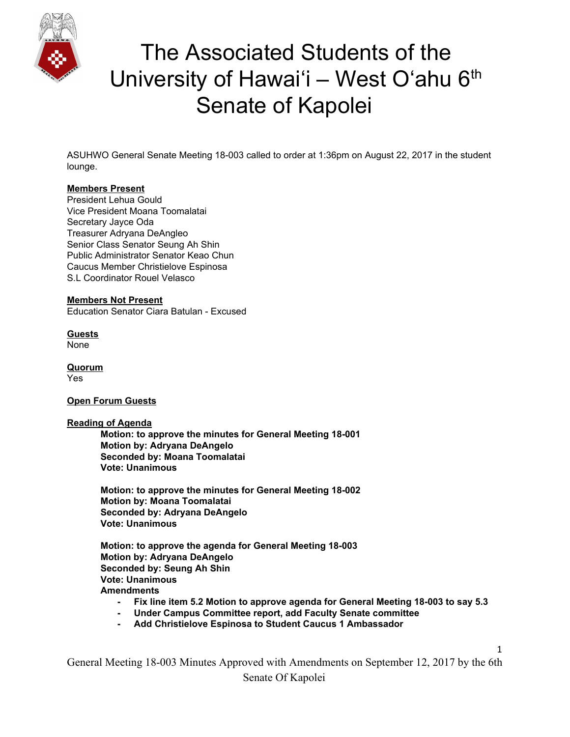# The Associated Students of the University of Hawaiʻi – West Oʻahu 6th Senate of Kapolei

ASUHWO General Senate Meeting 18-003 called to order at 1:36pm on August 22, 2017 in the student lounge.

**Members Present**

President Lehua Gould
Vice President Moana Toomalatai
Secretary Jayce Oda
Treasurer Adryana DeAngleo
Senior Class Senator Seung Ah Shin
Public Administrator Senator Keao Chun
Caucus Member Christielove Espinosa
S.L Coordinator Rouel Velasco

**Members Not Present**

Education Senator Ciara Batulan - Excused

**Guests**

None

**Quorum**

Yes

**Open Forum Guests**

**Reading of Agenda**

> **Motion: to approve the minutes for General Meeting 18-001**
> **Motion by: Adryana DeAngelo**
> **Seconded by: Moana Toomalatai**
> **Vote: Unanimous**
>
> **Motion: to approve the minutes for General Meeting 18-002**
> **Motion by: Moana Toomalatai**
> **Seconded by: Adryana DeAngelo**
> **Vote: Unanimous**
>
> **Motion: to approve the agenda for General Meeting 18-003**
> **Motion by: Adryana DeAngelo**
> **Seconded by: Seung Ah Shin**
> **Vote: Unanimous**
> **Amendments**
>
> - **Fix line item 5.2 Motion to approve agenda for General Meeting 18-003 to say 5.3**
> - **Under Campus Committee report, add Faculty Senate committee**
> - **Add Christielove Espinosa to Student Caucus 1 Ambassador**

General Meeting 18-003 Minutes Approved with Amendments on September 12, 2017 by the 6th Senate Of Kapolei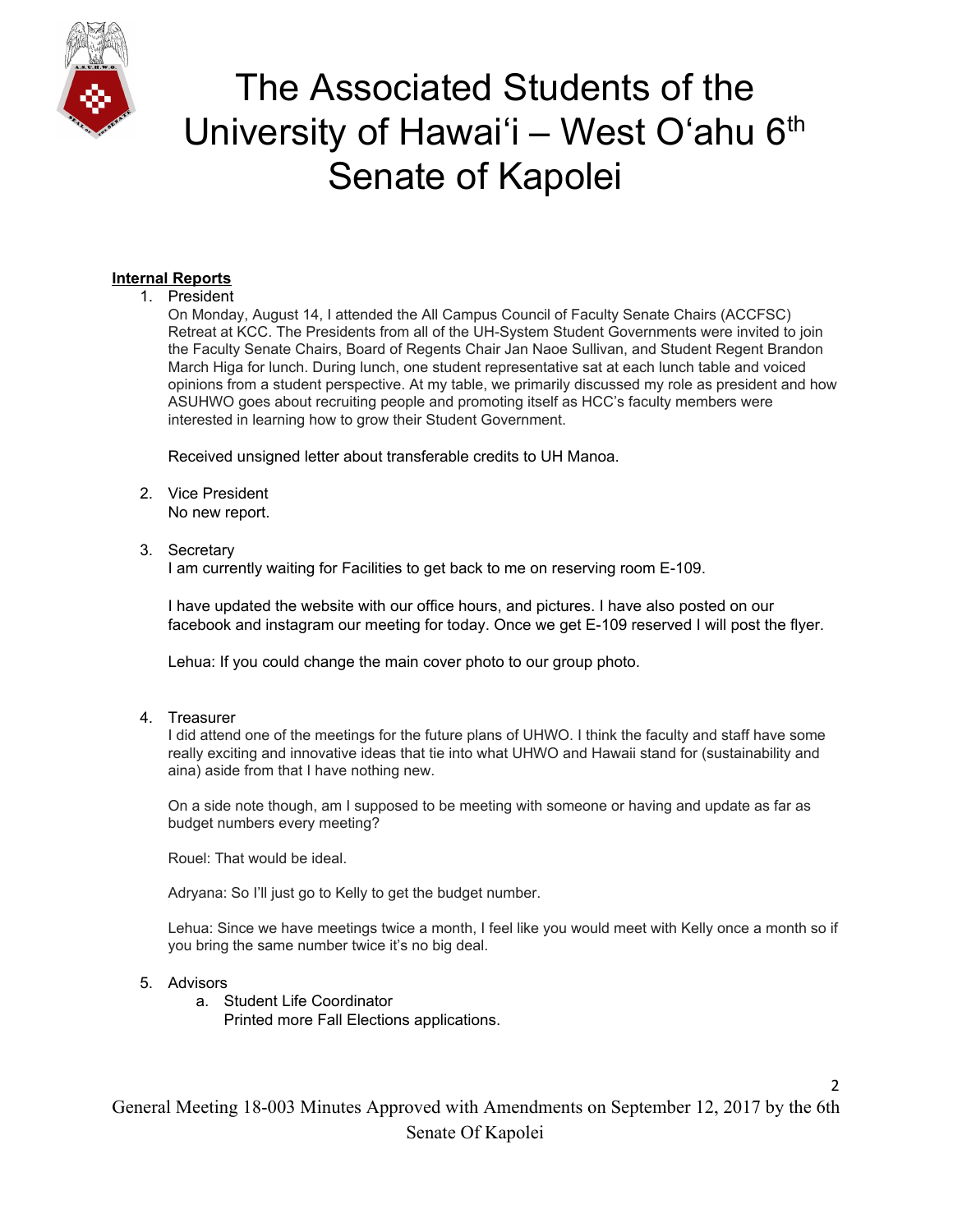**Internal Reports**

1. President

   On Monday, August 14, I attended the All Campus Council of Faculty Senate Chairs (ACCFSC) Retreat at KCC. The Presidents from all of the UH-System Student Governments were invited to join the Faculty Senate Chairs, Board of Regents Chair Jan Naoe Sullivan, and Student Regent Brandon March Higa for lunch. During lunch, one student representative sat at each lunch table and voiced opinions from a student perspective. At my table, we primarily discussed my role as president and how ASUHWO goes about recruiting people and promoting itself as HCC's faculty members were interested in learning how to grow their Student Government.

   Received unsigned letter about transferable credits to UH Manoa.

2. Vice President

   No new report.

3. Secretary

   I am currently waiting for Facilities to get back to me on reserving room E-109.

   I have updated the website with our office hours, and pictures. I have also posted on our facebook and instagram our meeting for today. Once we get E-109 reserved I will post the flyer.

   Lehua: If you could change the main cover photo to our group photo.

4. Treasurer

   I did attend one of the meetings for the future plans of UHWO. I think the faculty and staff have some really exciting and innovative ideas that tie into what UHWO and Hawaii stand for (sustainability and aina) aside from that I have nothing new.

   On a side note though, am I supposed to be meeting with someone or having and update as far as budget numbers every meeting?

   Rouel: That would be ideal.

   Adryana: So I'll just go to Kelly to get the budget number.

   Lehua: Since we have meetings twice a month, I feel like you would meet with Kelly once a month so if you bring the same number twice it's no big deal.

5. Advisors
   a. Student Life Coordinator

      Printed more Fall Elections applications.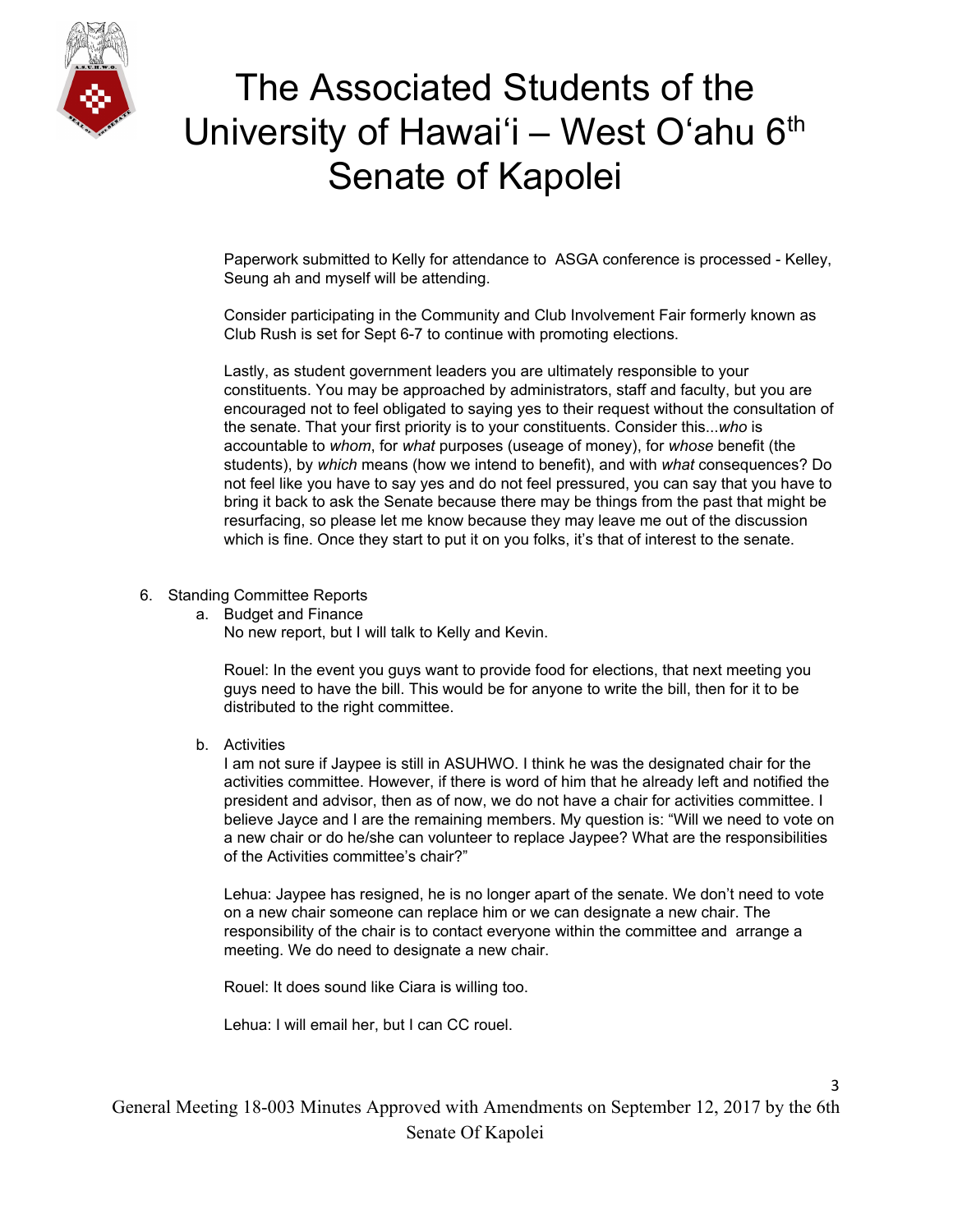Paperwork submitted to Kelly for attendance to ASGA conference is processed - Kelley, Seung ah and myself will be attending.

Consider participating in the Community and Club Involvement Fair formerly known as Club Rush is set for Sept 6-7 to continue with promoting elections.

Lastly, as student government leaders you are ultimately responsible to your constituents. You may be approached by administrators, staff and faculty, but you are encouraged not to feel obligated to saying yes to their request without the consultation of the senate. That your first priority is to your constituents. Consider this...*who* is accountable to *whom*, for *what* purposes (useage of money), for *whose* benefit (the students), by *which* means (how we intend to benefit), and with *what* consequences? Do not feel like you have to say yes and do not feel pressured, you can say that you have to bring it back to ask the Senate because there may be things from the past that might be resurfacing, so please let me know because they may leave me out of the discussion which is fine. Once they start to put it on you folks, it's that of interest to the senate.

6. Standing Committee Reports
   a. Budget and Finance

      No new report, but I will talk to Kelly and Kevin.

      Rouel: In the event you guys want to provide food for elections, that next meeting you guys need to have the bill. This would be for anyone to write the bill, then for it to be distributed to the right committee.

   b. Activities

      I am not sure if Jaypee is still in ASUHWO. I think he was the designated chair for the activities committee. However, if there is word of him that he already left and notified the president and advisor, then as of now, we do not have a chair for activities committee. I believe Jayce and I are the remaining members. My question is: "Will we need to vote on a new chair or do he/she can volunteer to replace Jaypee? What are the responsibilities of the Activities committee's chair?"

      Lehua: Jaypee has resigned, he is no longer apart of the senate. We don't need to vote on a new chair someone can replace him or we can designate a new chair. The responsibility of the chair is to contact everyone within the committee and arrange a meeting. We do need to designate a new chair.

      Rouel: It does sound like Ciara is willing too.

      Lehua: I will email her, but I can CC rouel.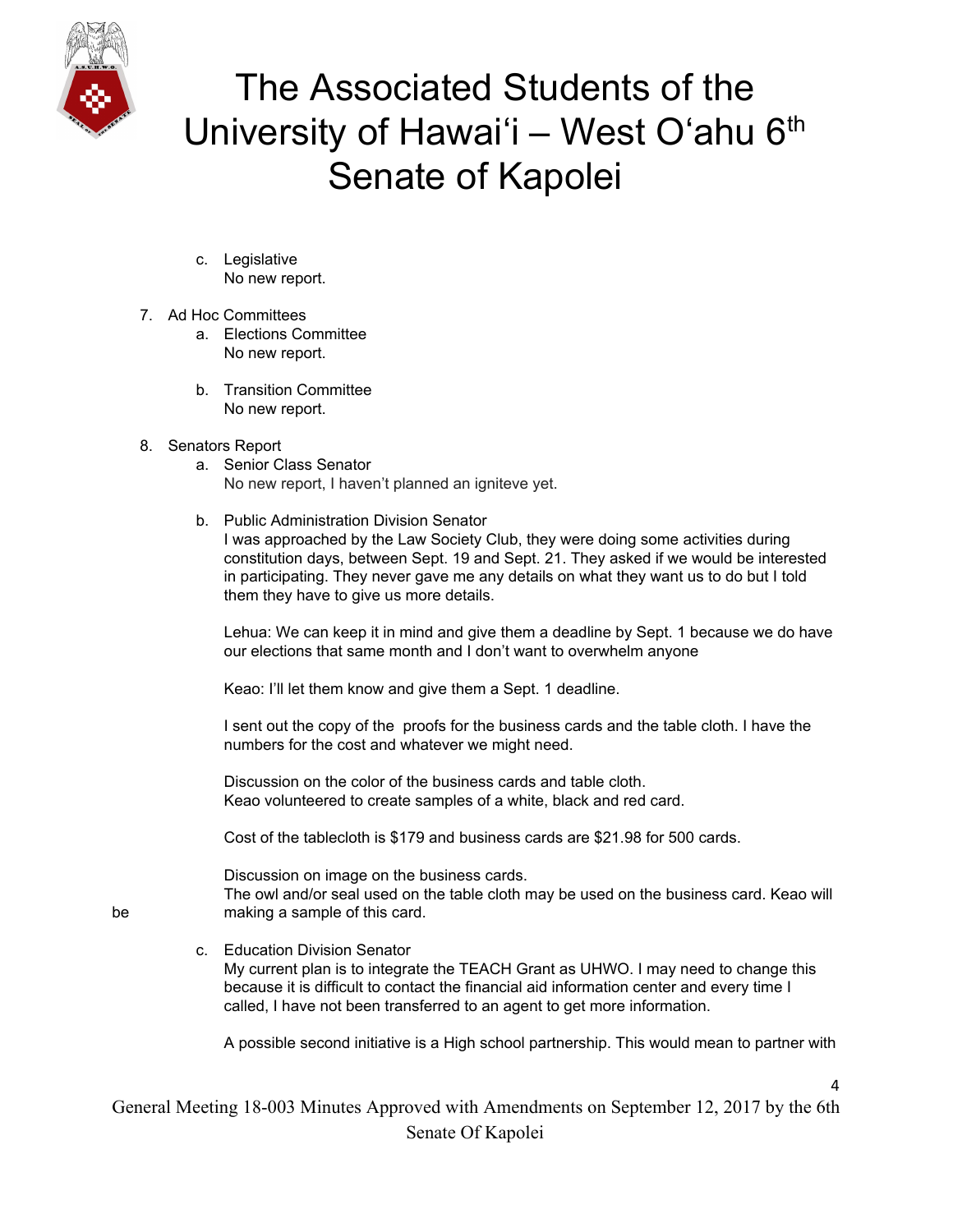c. Legislative
   No new report.

7. Ad Hoc Committees
   a. Elections Committee
      No new report.

   b. Transition Committee
      No new report.

8. Senators Report
   a. Senior Class Senator
      No new report, I haven't planned an igniteve yet.

   b. Public Administration Division Senator
      I was approached by the Law Society Club, they were doing some activities during constitution days, between Sept. 19 and Sept. 21. They asked if we would be interested in participating. They never gave me any details on what they want us to do but I told them they have to give us more details.

      Lehua: We can keep it in mind and give them a deadline by Sept. 1 because we do have our elections that same month and I don't want to overwhelm anyone

      Keao: I'll let them know and give them a Sept. 1 deadline.

      I sent out the copy of the proofs for the business cards and the table cloth. I have the numbers for the cost and whatever we might need.

      Discussion on the color of the business cards and table cloth.
      Keao volunteered to create samples of a white, black and red card.

      Cost of the tablecloth is $179 and business cards are $21.98 for 500 cards.

      Discussion on image on the business cards.
      The owl and/or seal used on the table cloth may be used on the business card. Keao will be making a sample of this card.

   c. Education Division Senator
      My current plan is to integrate the TEACH Grant as UHWO. I may need to change this because it is difficult to contact the financial aid information center and every time I called, I have not been transferred to an agent to get more information.

      A possible second initiative is a High school partnership. This would mean to partner with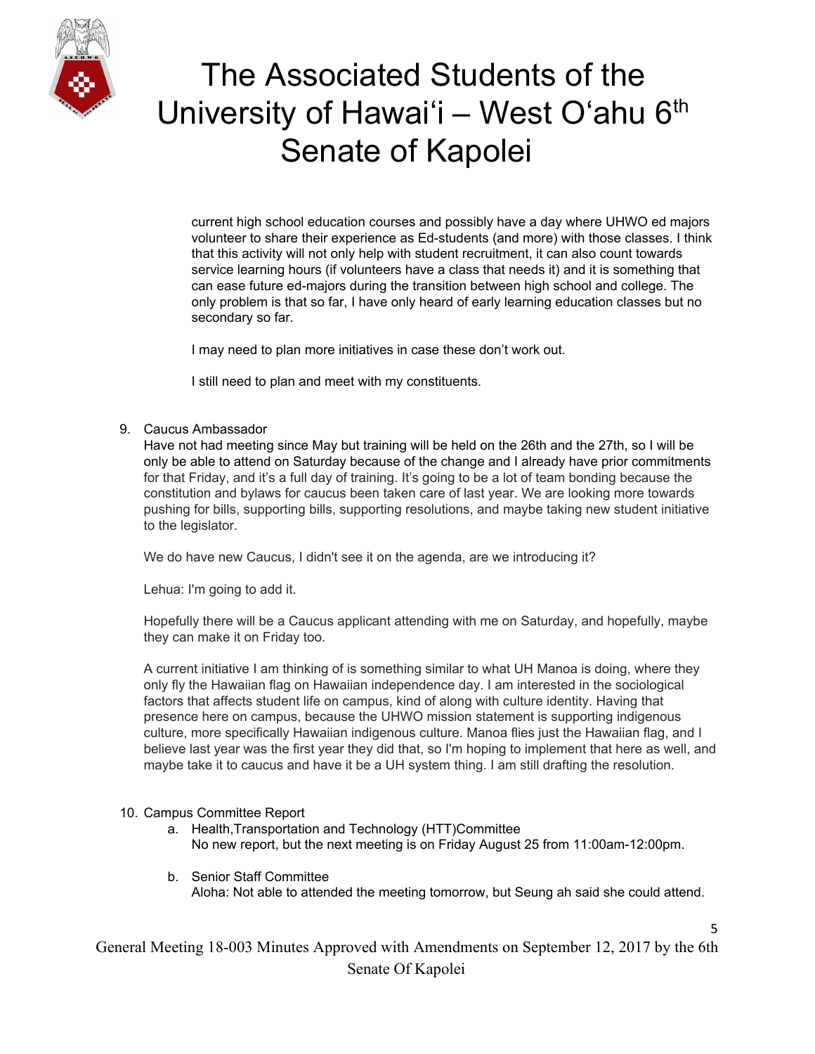current high school education courses and possibly have a day where UHWO ed majors volunteer to share their experience as Ed-students (and more) with those classes. I think that this activity will not only help with student recruitment, it can also count towards service learning hours (if volunteers have a class that needs it) and it is something that can ease future ed-majors during the transition between high school and college. The only problem is that so far, I have only heard of early learning education classes but no secondary so far.

I may need to plan more initiatives in case these don't work out.

I still need to plan and meet with my constituents.

9. Caucus Ambassador
   Have not had meeting since May but training will be held on the 26th and the 27th, so I will be only be able to attend on Saturday because of the change and I already have prior commitments for that Friday, and it's a full day of training. It's going to be a lot of team bonding because the constitution and bylaws for caucus been taken care of last year. We are looking more towards pushing for bills, supporting bills, supporting resolutions, and maybe taking new student initiative to the legislator.

   We do have new Caucus, I didn't see it on the agenda, are we introducing it?

   Lehua: I'm going to add it.

   Hopefully there will be a Caucus applicant attending with me on Saturday, and hopefully, maybe they can make it on Friday too.

   A current initiative I am thinking of is something similar to what UH Manoa is doing, where they only fly the Hawaiian flag on Hawaiian independence day. I am interested in the sociological factors that affects student life on campus, kind of along with culture identity. Having that presence here on campus, because the UHWO mission statement is supporting indigenous culture, more specifically Hawaiian indigenous culture. Manoa flies just the Hawaiian flag, and I believe last year was the first year they did that, so I'm hoping to implement that here as well, and maybe take it to caucus and have it be a UH system thing. I am still drafting the resolution.

10. Campus Committee Report
    a. Health,Transportation and Technology (HTT)Committee
       No new report, but the next meeting is on Friday August 25 from 11:00am-12:00pm.

    b. Senior Staff Committee
       Aloha: Not able to attended the meeting tomorrow, but Seung ah said she could attend.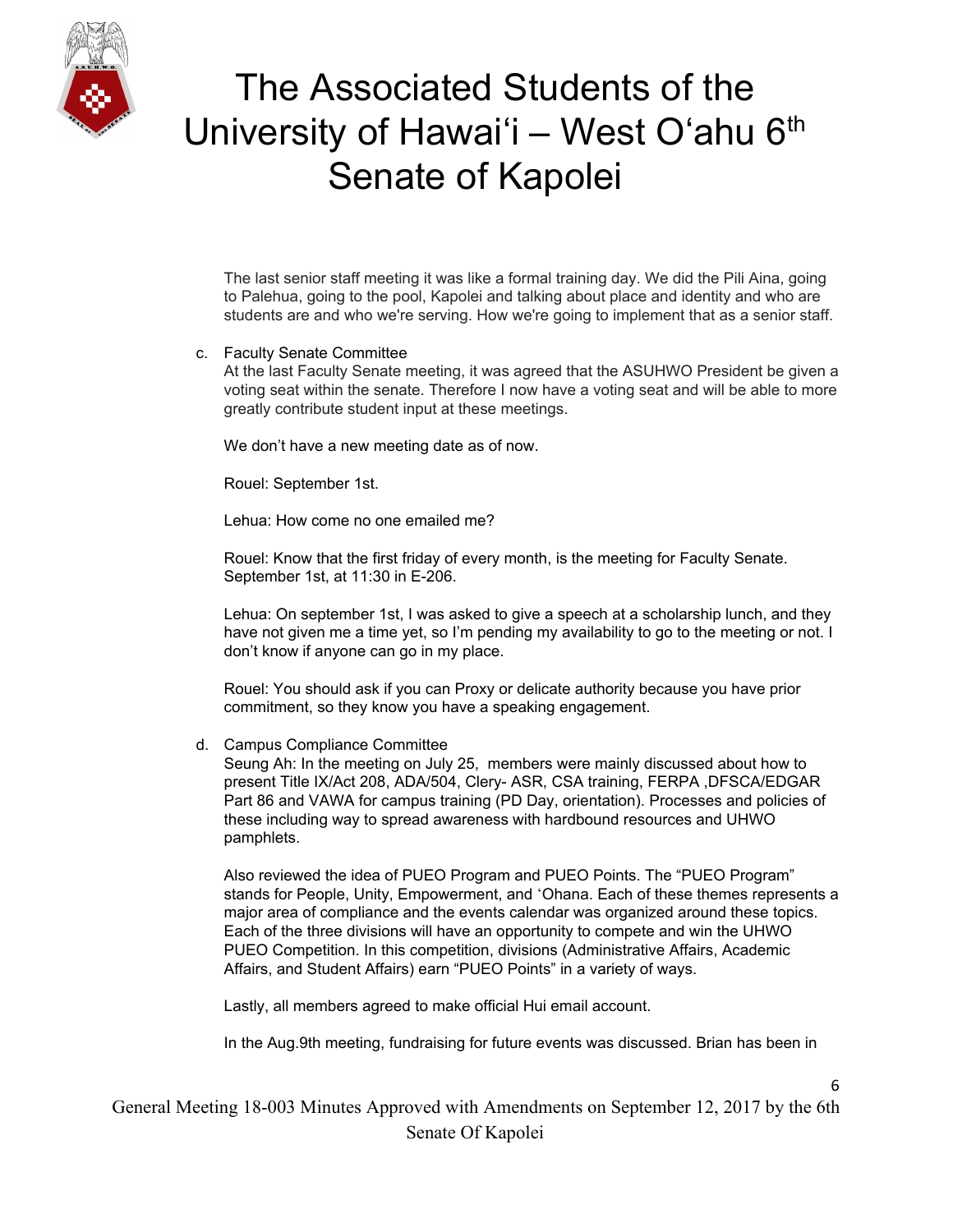The last senior staff meeting it was like a formal training day. We did the Pili Aina, going to Palehua, going to the pool, Kapolei and talking about place and identity and who are students are and who we're serving. How we're going to implement that as a senior staff.

c. Faculty Senate Committee

At the last Faculty Senate meeting, it was agreed that the ASUHWO President be given a voting seat within the senate. Therefore I now have a voting seat and will be able to more greatly contribute student input at these meetings.

We don't have a new meeting date as of now.

Rouel: September 1st.

Lehua: How come no one emailed me?

Rouel: Know that the first friday of every month, is the meeting for Faculty Senate. September 1st, at 11:30 in E-206.

Lehua: On september 1st, I was asked to give a speech at a scholarship lunch, and they have not given me a time yet, so I'm pending my availability to go to the meeting or not. I don't know if anyone can go in my place.

Rouel: You should ask if you can Proxy or delicate authority because you have prior commitment, so they know you have a speaking engagement.

d. Campus Compliance Committee

Seung Ah: In the meeting on July 25, members were mainly discussed about how to present Title IX/Act 208, ADA/504, Clery- ASR, CSA training, FERPA ,DFSCA/EDGAR Part 86 and VAWA for campus training (PD Day, orientation). Processes and policies of these including way to spread awareness with hardbound resources and UHWO pamphlets.

Also reviewed the idea of PUEO Program and PUEO Points. The "PUEO Program" stands for People, Unity, Empowerment, and ʻOhana. Each of these themes represents a major area of compliance and the events calendar was organized around these topics. Each of the three divisions will have an opportunity to compete and win the UHWO PUEO Competition. In this competition, divisions (Administrative Affairs, Academic Affairs, and Student Affairs) earn "PUEO Points" in a variety of ways.

Lastly, all members agreed to make official Hui email account.

In the Aug.9th meeting, fundraising for future events was discussed. Brian has been in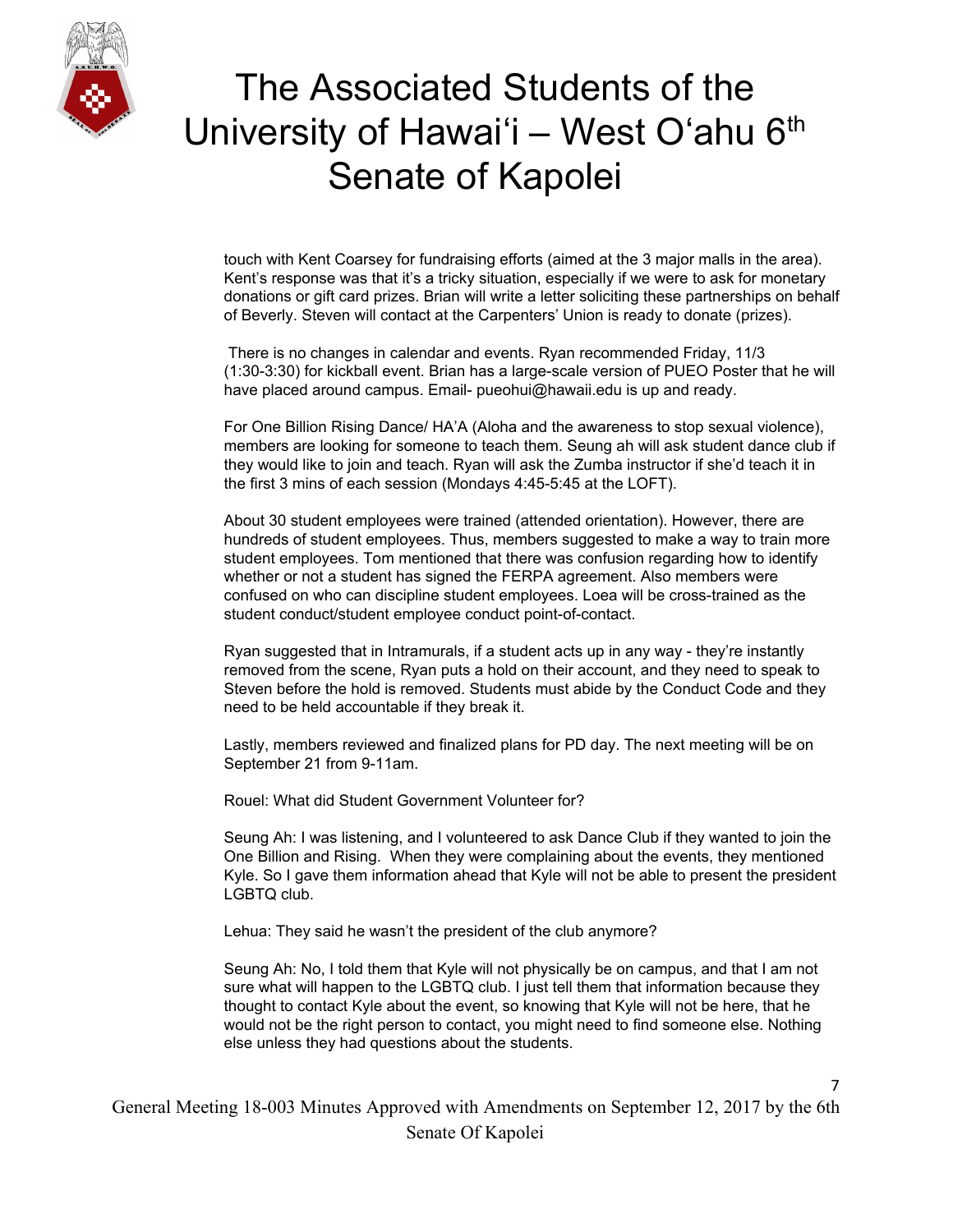touch with Kent Coarsey for fundraising efforts (aimed at the 3 major malls in the area). Kent's response was that it's a tricky situation, especially if we were to ask for monetary donations or gift card prizes. Brian will write a letter soliciting these partnerships on behalf of Beverly. Steven will contact at the Carpenters' Union is ready to donate (prizes).

There is no changes in calendar and events. Ryan recommended Friday, 11/3 (1:30-3:30) for kickball event. Brian has a large-scale version of PUEO Poster that he will have placed around campus. Email- pueohui@hawaii.edu is up and ready.

For One Billion Rising Dance/ HA'A (Aloha and the awareness to stop sexual violence), members are looking for someone to teach them. Seung ah will ask student dance club if they would like to join and teach. Ryan will ask the Zumba instructor if she'd teach it in the first 3 mins of each session (Mondays 4:45-5:45 at the LOFT).

About 30 student employees were trained (attended orientation). However, there are hundreds of student employees. Thus, members suggested to make a way to train more student employees. Tom mentioned that there was confusion regarding how to identify whether or not a student has signed the FERPA agreement. Also members were confused on who can discipline student employees. Loea will be cross-trained as the student conduct/student employee conduct point-of-contact.

Ryan suggested that in Intramurals, if a student acts up in any way - they're instantly removed from the scene, Ryan puts a hold on their account, and they need to speak to Steven before the hold is removed. Students must abide by the Conduct Code and they need to be held accountable if they break it.

Lastly, members reviewed and finalized plans for PD day. The next meeting will be on September 21 from 9-11am.

Rouel: What did Student Government Volunteer for?

Seung Ah: I was listening, and I volunteered to ask Dance Club if they wanted to join the One Billion and Rising. When they were complaining about the events, they mentioned Kyle. So I gave them information ahead that Kyle will not be able to present the president LGBTQ club.

Lehua: They said he wasn't the president of the club anymore?

Seung Ah: No, I told them that Kyle will not physically be on campus, and that I am not sure what will happen to the LGBTQ club. I just tell them that information because they thought to contact Kyle about the event, so knowing that Kyle will not be here, that he would not be the right person to contact, you might need to find someone else. Nothing else unless they had questions about the students.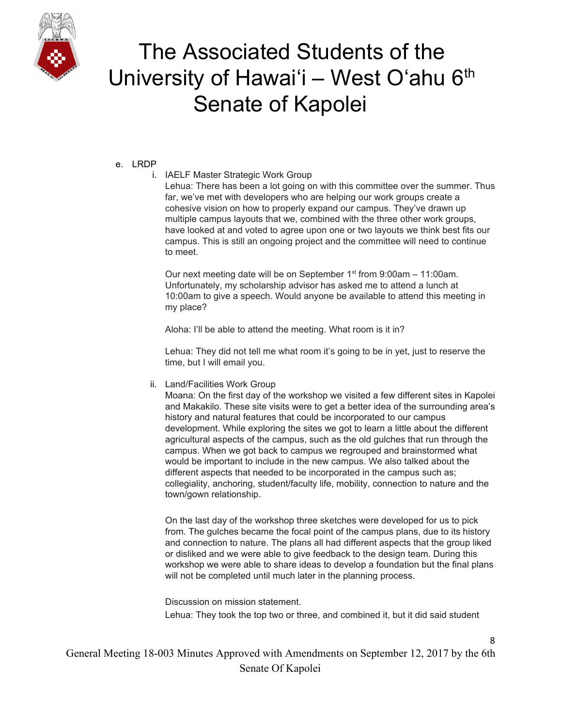e. LRDP

i. IAELF Master Strategic Work Group

Lehua: There has been a lot going on with this committee over the summer. Thus far, we've met with developers who are helping our work groups create a cohesive vision on how to properly expand our campus. They've drawn up multiple campus layouts that we, combined with the three other work groups, have looked at and voted to agree upon one or two layouts we think best fits our campus. This is still an ongoing project and the committee will need to continue to meet.

Our next meeting date will be on September 1st from 9:00am – 11:00am. Unfortunately, my scholarship advisor has asked me to attend a lunch at 10:00am to give a speech. Would anyone be available to attend this meeting in my place?

Aloha: I'll be able to attend the meeting. What room is it in?

Lehua: They did not tell me what room it's going to be in yet, just to reserve the time, but I will email you.

ii. Land/Facilities Work Group

Moana: On the first day of the workshop we visited a few different sites in Kapolei and Makakilo. These site visits were to get a better idea of the surrounding area's history and natural features that could be incorporated to our campus development. While exploring the sites we got to learn a little about the different agricultural aspects of the campus, such as the old gulches that run through the campus. When we got back to campus we regrouped and brainstormed what would be important to include in the new campus. We also talked about the different aspects that needed to be incorporated in the campus such as; collegiality, anchoring, student/faculty life, mobility, connection to nature and the town/gown relationship.

On the last day of the workshop three sketches were developed for us to pick from. The gulches became the focal point of the campus plans, due to its history and connection to nature. The plans all had different aspects that the group liked or disliked and we were able to give feedback to the design team. During this workshop we were able to share ideas to develop a foundation but the final plans will not be completed until much later in the planning process.

Discussion on mission statement.

Lehua: They took the top two or three, and combined it, but it did said student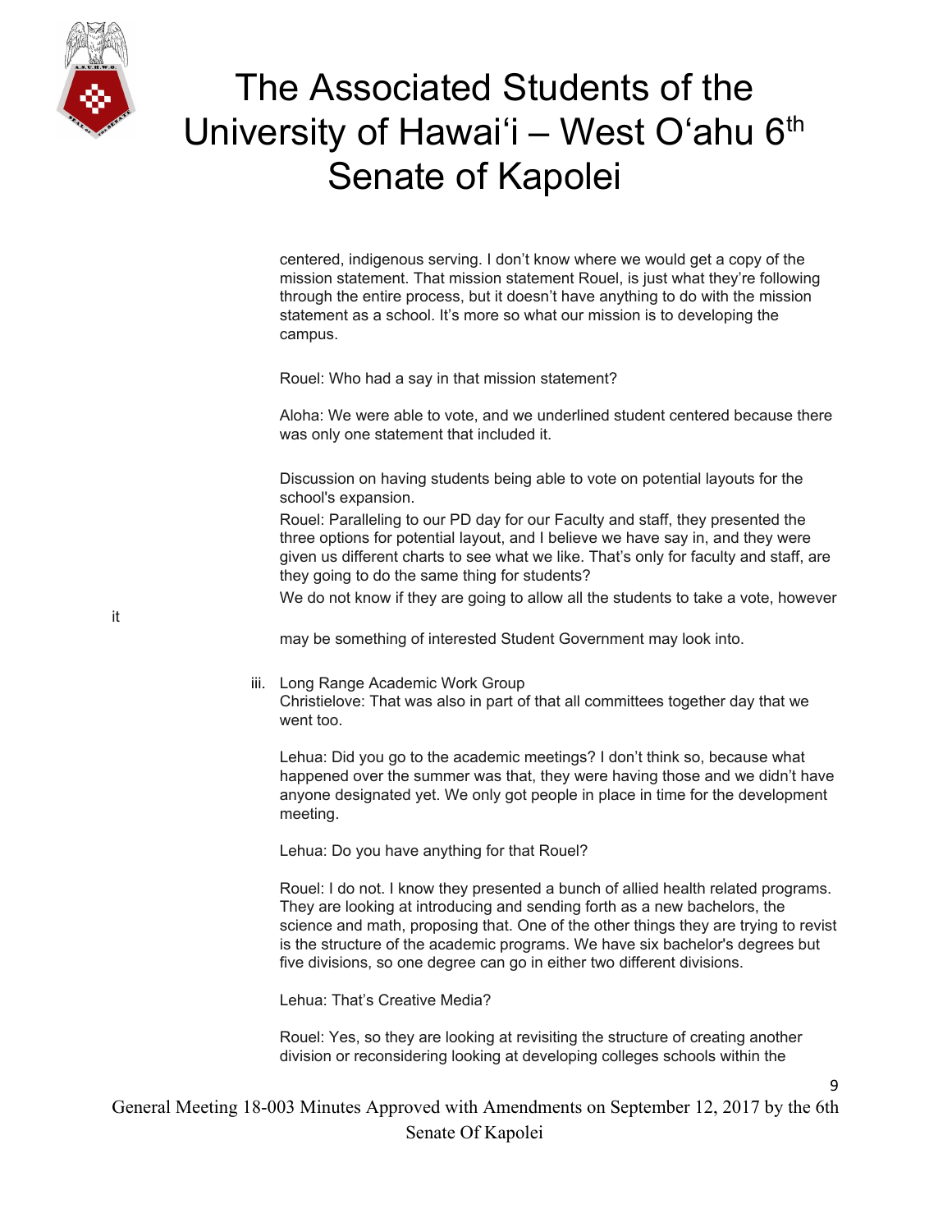centered, indigenous serving. I don't know where we would get a copy of the mission statement. That mission statement Rouel, is just what they're following through the entire process, but it doesn't have anything to do with the mission statement as a school. It's more so what our mission is to developing the campus.

Rouel: Who had a say in that mission statement?

Aloha: We were able to vote, and we underlined student centered because there was only one statement that included it.

Discussion on having students being able to vote on potential layouts for the school's expansion.

Rouel: Paralleling to our PD day for our Faculty and staff, they presented the three options for potential layout, and I believe we have say in, and they were given us different charts to see what we like. That's only for faculty and staff, are they going to do the same thing for students?

We do not know if they are going to allow all the students to take a vote, however it may be something of interested Student Government may look into.

iii. Long Range Academic Work Group

Christielove: That was also in part of that all committees together day that we went too.

Lehua: Did you go to the academic meetings? I don't think so, because what happened over the summer was that, they were having those and we didn't have anyone designated yet. We only got people in place in time for the development meeting.

Lehua: Do you have anything for that Rouel?

Rouel: I do not. I know they presented a bunch of allied health related programs. They are looking at introducing and sending forth as a new bachelors, the science and math, proposing that. One of the other things they are trying to revist is the structure of the academic programs. We have six bachelor's degrees but five divisions, so one degree can go in either two different divisions.

Lehua: That's Creative Media?

Rouel: Yes, so they are looking at revisiting the structure of creating another division or reconsidering looking at developing colleges schools within the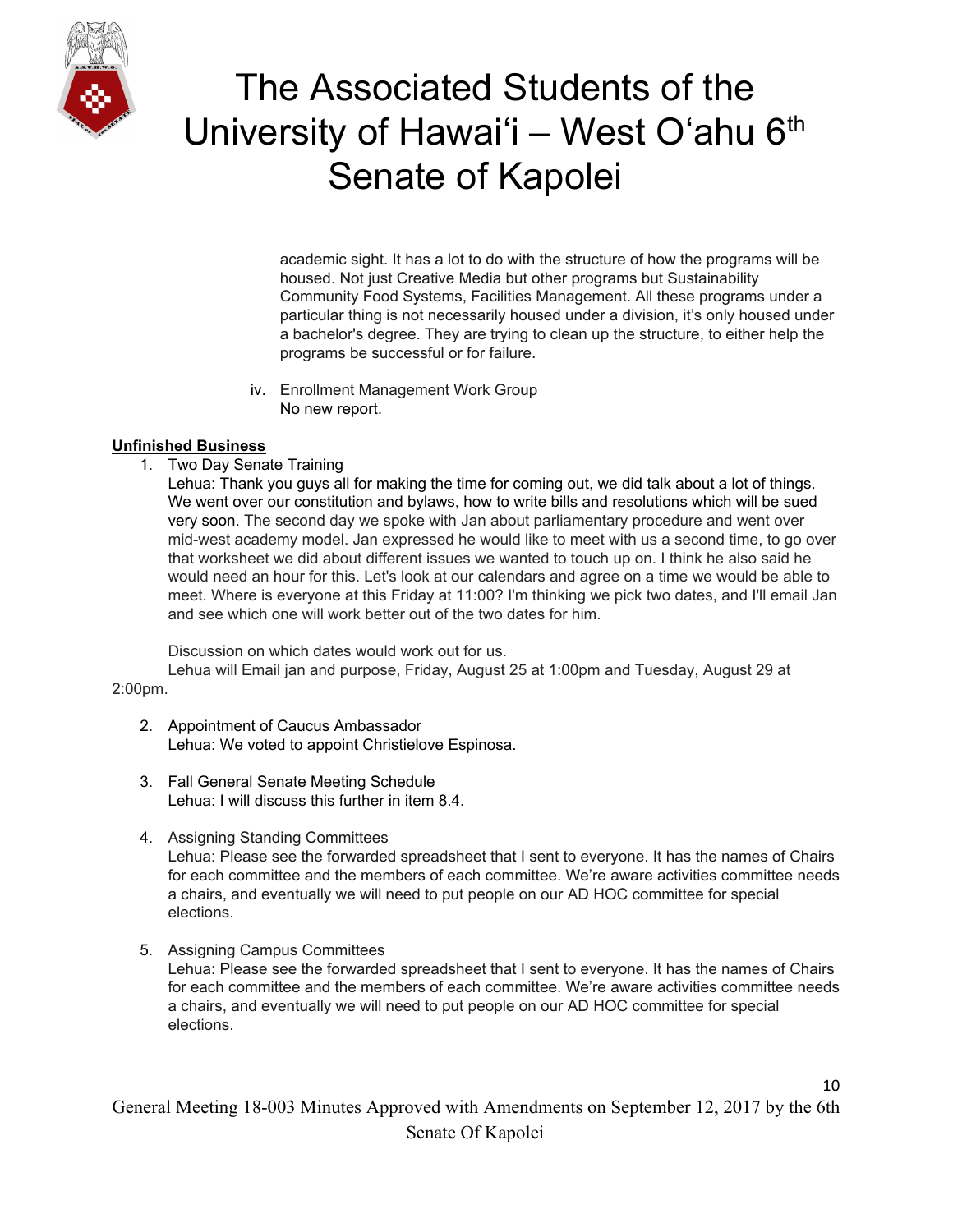academic sight. It has a lot to do with the structure of how the programs will be housed. Not just Creative Media but other programs but Sustainability Community Food Systems, Facilities Management. All these programs under a particular thing is not necessarily housed under a division, it's only housed under a bachelor's degree. They are trying to clean up the structure, to either help the programs be successful or for failure.

iv. Enrollment Management Work Group
No new report.

**Unfinished Business**

1. Two Day Senate Training
Lehua: Thank you guys all for making the time for coming out, we did talk about a lot of things. We went over our constitution and bylaws, how to write bills and resolutions which will be sued very soon. The second day we spoke with Jan about parliamentary procedure and went over mid-west academy model. Jan expressed he would like to meet with us a second time, to go over that worksheet we did about different issues we wanted to touch up on. I think he also said he would need an hour for this. Let's look at our calendars and agree on a time we would be able to meet. Where is everyone at this Friday at 11:00? I'm thinking we pick two dates, and I'll email Jan and see which one will work better out of the two dates for him.

Discussion on which dates would work out for us.
Lehua will Email jan and purpose, Friday, August 25 at 1:00pm and Tuesday, August 29 at 2:00pm.

2. Appointment of Caucus Ambassador
Lehua: We voted to appoint Christielove Espinosa.

3. Fall General Senate Meeting Schedule
Lehua: I will discuss this further in item 8.4.

4. Assigning Standing Committees
Lehua: Please see the forwarded spreadsheet that I sent to everyone. It has the names of Chairs for each committee and the members of each committee. We're aware activities committee needs a chairs, and eventually we will need to put people on our AD HOC committee for special elections.

5. Assigning Campus Committees
Lehua: Please see the forwarded spreadsheet that I sent to everyone. It has the names of Chairs for each committee and the members of each committee. We're aware activities committee needs a chairs, and eventually we will need to put people on our AD HOC committee for special elections.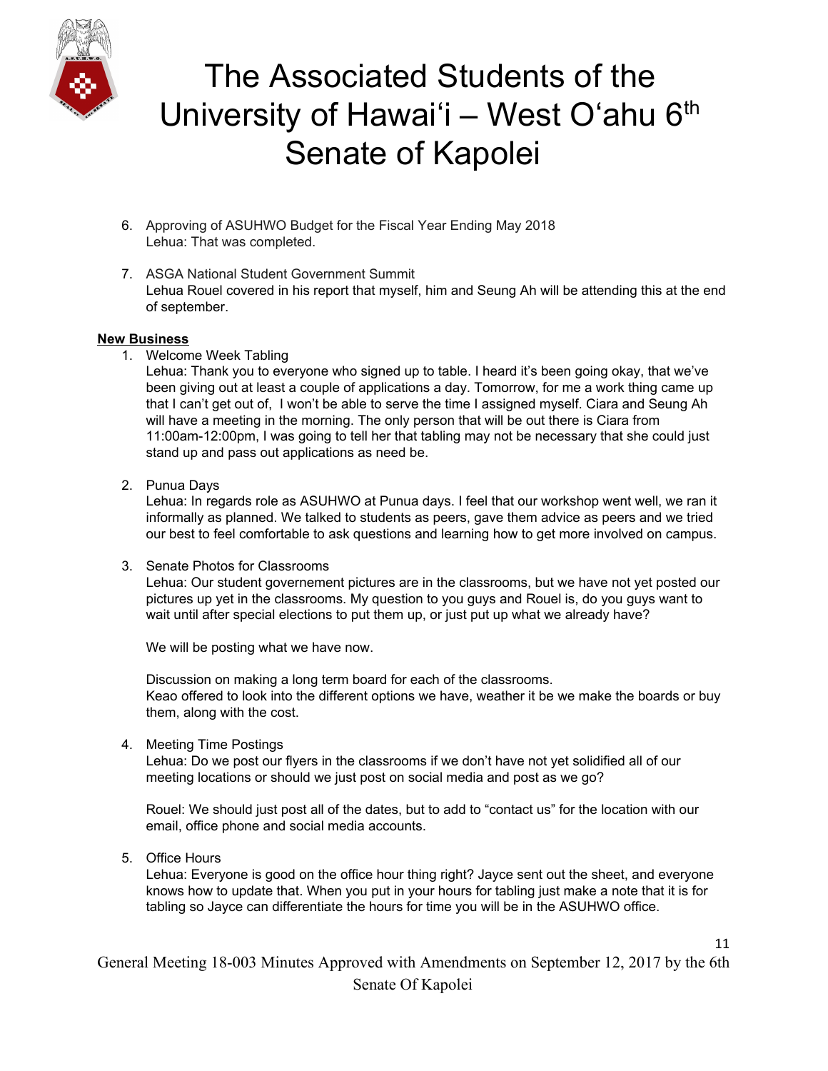6. Approving of ASUHWO Budget for the Fiscal Year Ending May 2018
   Lehua: That was completed.

7. ASGA National Student Government Summit
   Lehua Rouel covered in his report that myself, him and Seung Ah will be attending this at the end of september.

**New Business**

1. Welcome Week Tabling
   Lehua: Thank you to everyone who signed up to table. I heard it's been going okay, that we've been giving out at least a couple of applications a day. Tomorrow, for me a work thing came up that I can't get out of,  I won't be able to serve the time I assigned myself. Ciara and Seung Ah will have a meeting in the morning. The only person that will be out there is Ciara from 11:00am-12:00pm, I was going to tell her that tabling may not be necessary that she could just stand up and pass out applications as need be.

2. Punua Days
   Lehua: In regards role as ASUHWO at Punua days. I feel that our workshop went well, we ran it informally as planned. We talked to students as peers, gave them advice as peers and we tried our best to feel comfortable to ask questions and learning how to get more involved on campus.

3. Senate Photos for Classrooms
   Lehua: Our student governement pictures are in the classrooms, but we have not yet posted our pictures up yet in the classrooms. My question to you guys and Rouel is, do you guys want to wait until after special elections to put them up, or just put up what we already have?

   We will be posting what we have now.

   Discussion on making a long term board for each of the classrooms.
   Keao offered to look into the different options we have, weather it be we make the boards or buy them, along with the cost.

4. Meeting Time Postings
   Lehua: Do we post our flyers in the classrooms if we don't have not yet solidified all of our meeting locations or should we just post on social media and post as we go?

   Rouel: We should just post all of the dates, but to add to "contact us" for the location with our email, office phone and social media accounts.

5. Office Hours
   Lehua: Everyone is good on the office hour thing right? Jayce sent out the sheet, and everyone knows how to update that. When you put in your hours for tabling just make a note that it is for tabling so Jayce can differentiate the hours for time you will be in the ASUHWO office.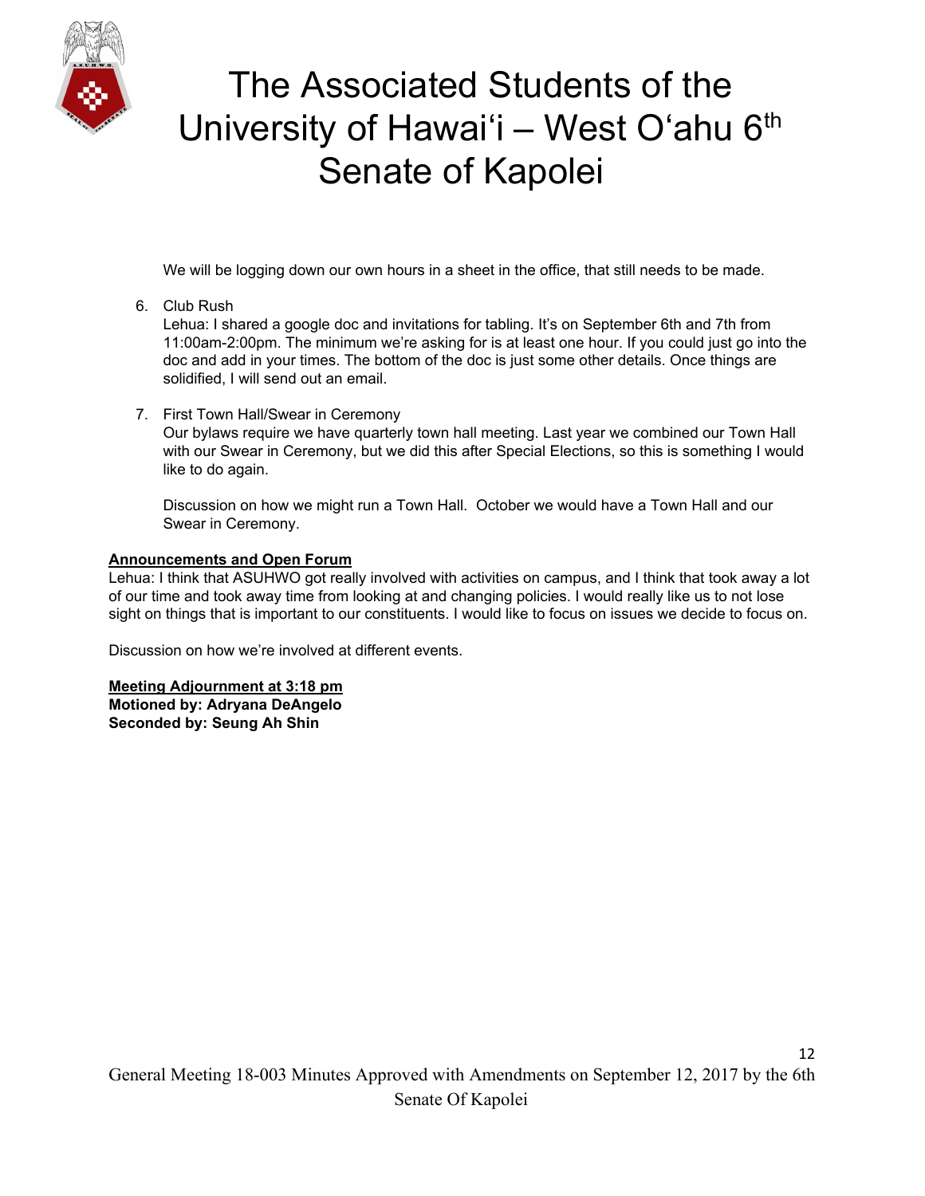We will be logging down our own hours in a sheet in the office, that still needs to be made.

6. Club Rush
   Lehua: I shared a google doc and invitations for tabling. It's on September 6th and 7th from 11:00am-2:00pm. The minimum we're asking for is at least one hour. If you could just go into the doc and add in your times. The bottom of the doc is just some other details. Once things are solidified, I will send out an email.

7. First Town Hall/Swear in Ceremony
   Our bylaws require we have quarterly town hall meeting. Last year we combined our Town Hall with our Swear in Ceremony, but we did this after Special Elections, so this is something I would like to do again.

   Discussion on how we might run a Town Hall. October we would have a Town Hall and our Swear in Ceremony.

**Announcements and Open Forum**

Lehua: I think that ASUHWO got really involved with activities on campus, and I think that took away a lot of our time and took away time from looking at and changing policies. I would really like us to not lose sight on things that is important to our constituents. I would like to focus on issues we decide to focus on.

Discussion on how we're involved at different events.

**Meeting Adjournment at 3:18 pm**
**Motioned by: Adryana DeAngelo**
**Seconded by: Seung Ah Shin**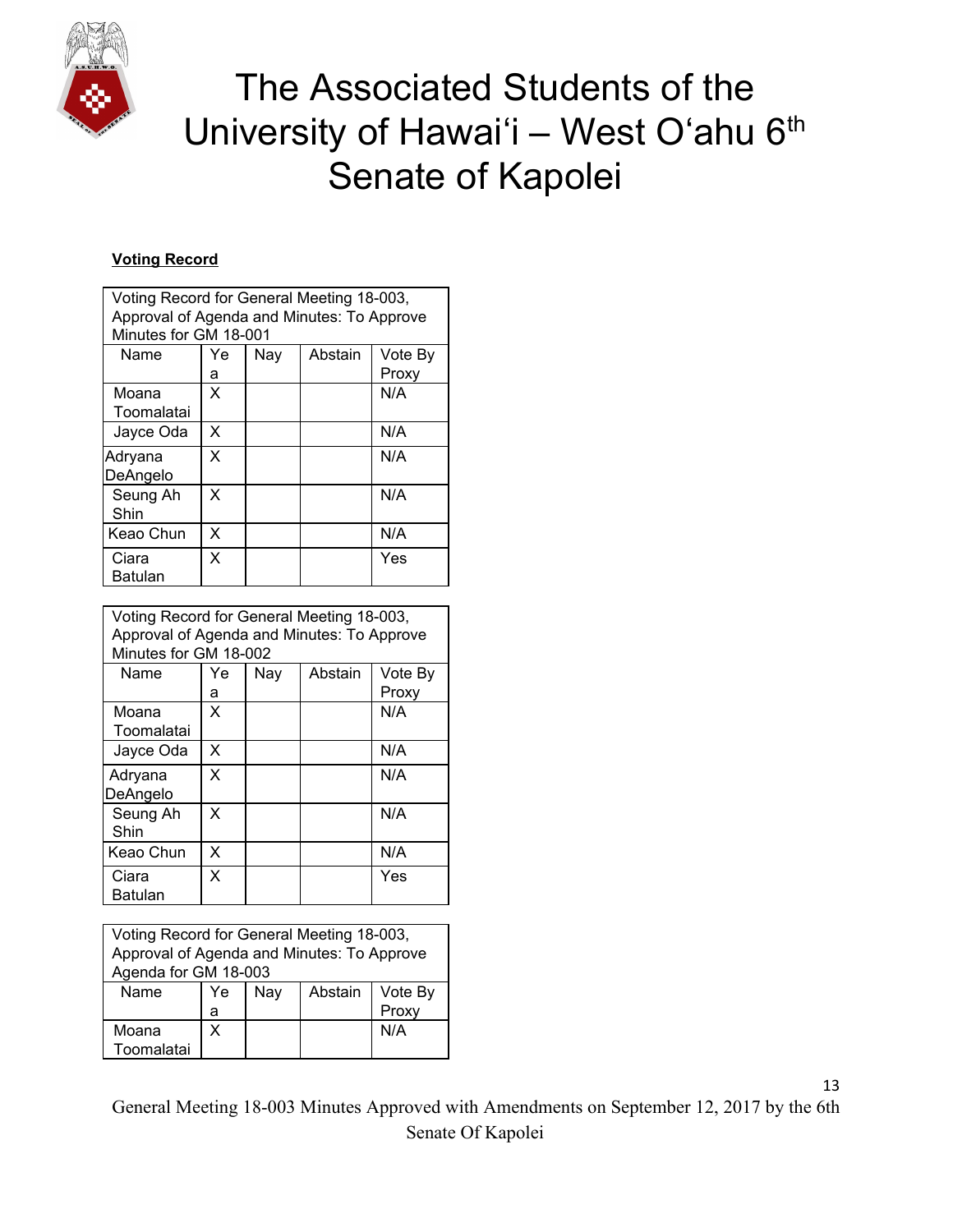**Voting Record**

| Voting Record for General Meeting 18-003, Approval of Agenda and Minutes: To Approve Minutes for GM 18-001 | | | | |
|---|---|---|---|---|
| Name | Yea | Nay | Abstain | Vote By Proxy |
| Moana Toomalatai | X | | | N/A |
| Jayce Oda | X | | | N/A |
| Adryana DeAngelo | X | | | N/A |
| Seung Ah Shin | X | | | N/A |
| Keao Chun | X | | | N/A |
| Ciara Batulan | X | | | Yes |

| Voting Record for General Meeting 18-003, Approval of Agenda and Minutes: To Approve Minutes for GM 18-002 | | | | |
|---|---|---|---|---|
| Name | Yea | Nay | Abstain | Vote By Proxy |
| Moana Toomalatai | X | | | N/A |
| Jayce Oda | X | | | N/A |
| Adryana DeAngelo | X | | | N/A |
| Seung Ah Shin | X | | | N/A |
| Keao Chun | X | | | N/A |
| Ciara Batulan | X | | | Yes |

| Voting Record for General Meeting 18-003, Approval of Agenda and Minutes: To Approve Agenda for GM 18-003 | | | | |
|---|---|---|---|---|
| Name | Yea | Nay | Abstain | Vote By Proxy |
| Moana Toomalatai | X | | | N/A |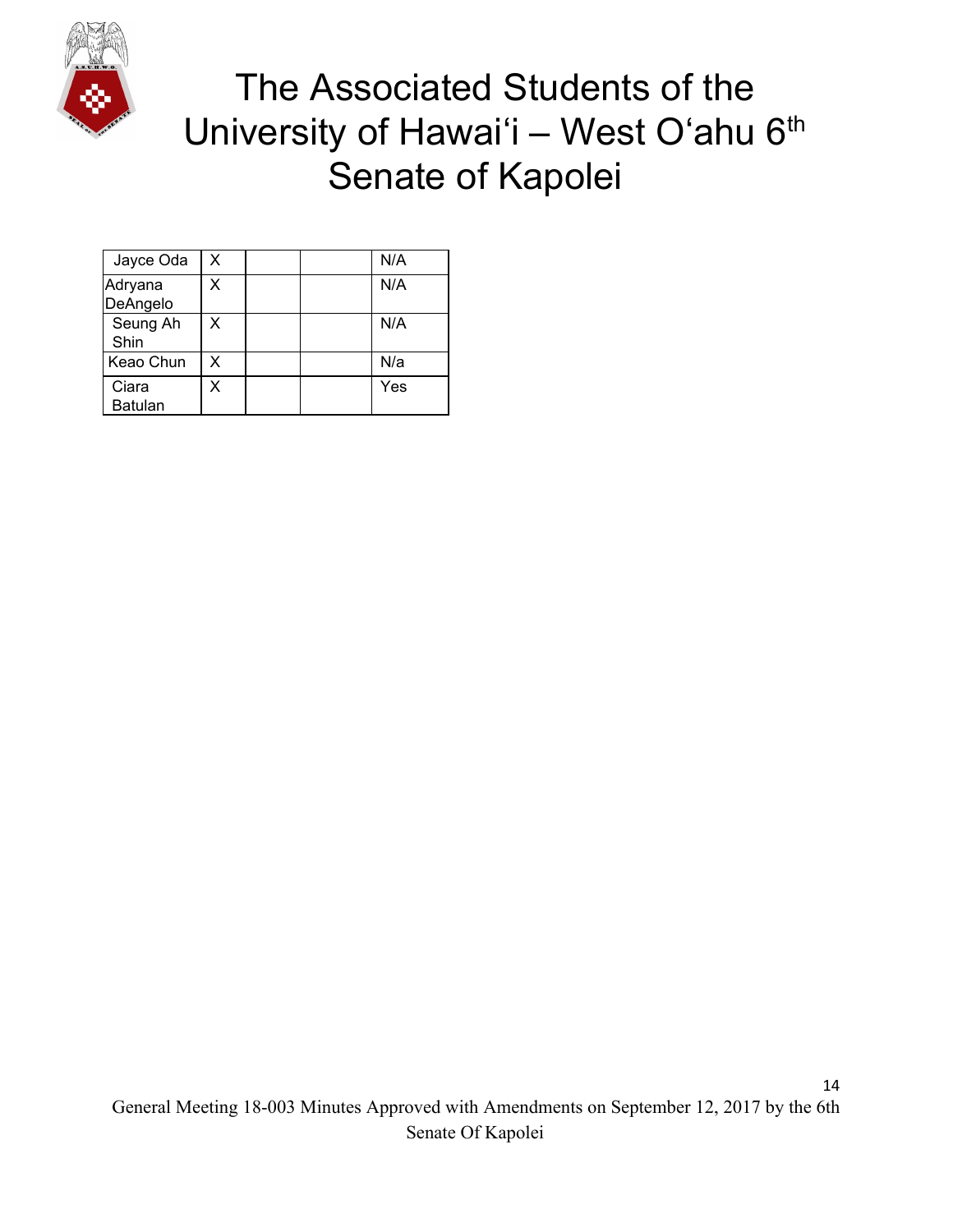| | | | | |
|---|---|---|---|---|
| Jayce Oda | X | | | N/A |
| Adryana DeAngelo | X | | | N/A |
| Seung Ah Shin | X | | | N/A |
| Keao Chun | X | | | N/a |
| Ciara Batulan | X | | | Yes |